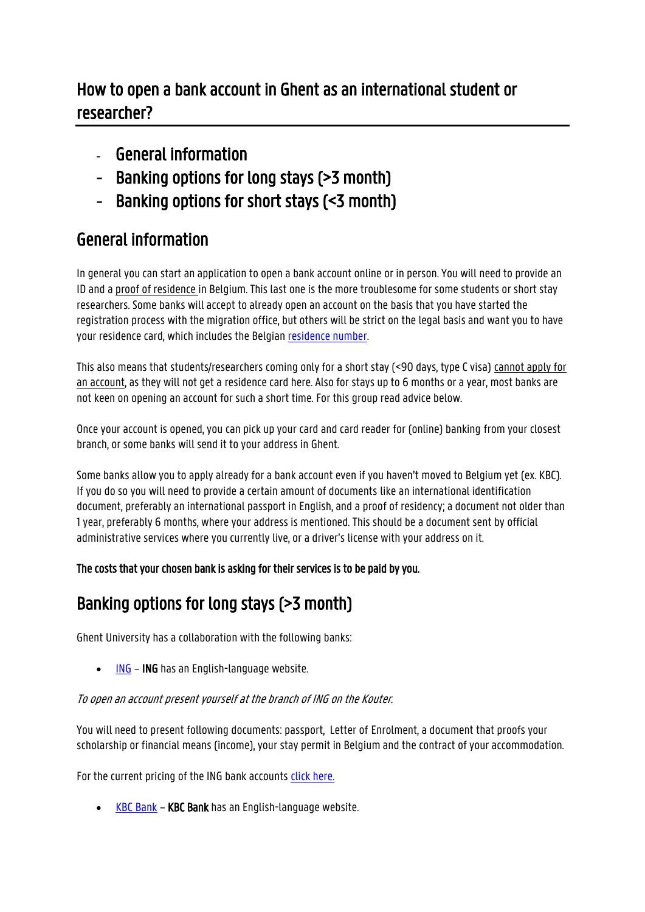# How to open a bank account in Ghent as an international student or researcher?

- General information
- Banking options for long stays (>3 month)
- Banking options for short stays (<3 month)

## General information

In general you can start an application to open a bank account online or in person. You will need to provide an ID and a proof of residence in Belgium. This last one is the more troublesome for some students or short stay researchers. Some banks will accept to already open an account on the basis that you have started the registration process with the migration office, but others will be strict on the legal basis and want you to have your residence card, which includes the Belgian residence number.

This also means that students/researchers coming only for a short stay (<90 days, type C visa) cannot apply for an account, as they will not get a residence card here. Also for stays up to 6 months or a year, most banks are not keen on opening an account for such a short time. For this group read advice below.

Once your account is opened, you can pick up your card and card reader for (online) banking from your closest branch, or some banks will send it to your address in Ghent.

Some banks allow you to apply already for a bank account even if you haven't moved to Belgium yet (ex. KBC). If you do so you will need to provide a certain amount of documents like an international identification document, preferably an international passport in English, and a proof of residency; a document not older than 1 year, preferably 6 months, where your address is mentioned. This should be a document sent by official administrative services where you currently live, or a driver's license with your address on it.

**The costs that your chosen bank is asking for their services is to be paid by you.**

## Banking options for long stays (>3 month)

Ghent University has a collaboration with the following banks:

- ING – **ING** has an English-language website.

*To open an account present yourself at the branch of ING on the Kouter.*

You will need to present following documents: passport, Letter of Enrolment, a document that proofs your scholarship or financial means (income), your stay permit in Belgium and the contract of your accommodation.

For the current pricing of the ING bank accounts click here.

- KBC Bank – **KBC Bank** has an English-language website.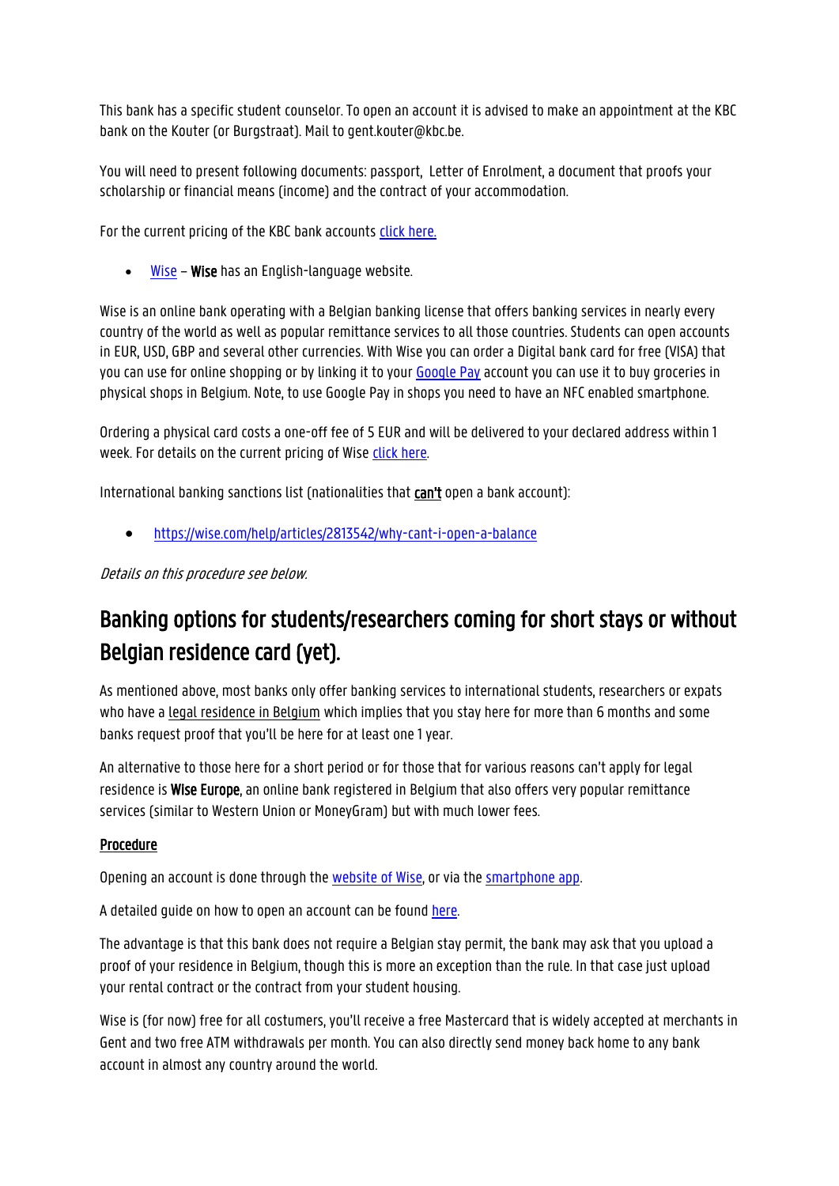This bank has a specific student counselor. To open an account it is advised to make an appointment at the KBC bank on the Kouter (or Burgstraat). Mail to gent.kouter@kbc.be.

You will need to present following documents: passport, Letter of Enrolment, a document that proofs your scholarship or financial means (income) and the contract of your accommodation.

For the current pricing of the KBC bank accounts click here.

- Wise – **Wise** has an English-language website.

Wise is an online bank operating with a Belgian banking license that offers banking services in nearly every country of the world as well as popular remittance services to all those countries. Students can open accounts in EUR, USD, GBP and several other currencies. With Wise you can order a Digital bank card for free (VISA) that you can use for online shopping or by linking it to your Google Pay account you can use it to buy groceries in physical shops in Belgium. Note, to use Google Pay in shops you need to have an NFC enabled smartphone.

Ordering a physical card costs a one-off fee of 5 EUR and will be delivered to your declared address within 1 week. For details on the current pricing of Wise click here.

International banking sanctions list (nationalities that **can't** open a bank account):

- https://wise.com/help/articles/2813542/why-cant-i-open-a-balance

*Details on this procedure see below.*

## Banking options for students/researchers coming for short stays or without Belgian residence card (yet).

As mentioned above, most banks only offer banking services to international students, researchers or expats who have a legal residence in Belgium which implies that you stay here for more than 6 months and some banks request proof that you'll be here for at least one 1 year.

An alternative to those here for a short period or for those that for various reasons can't apply for legal residence is **Wise Europe**, an online bank registered in Belgium that also offers very popular remittance services (similar to Western Union or MoneyGram) but with much lower fees.

**Procedure**

Opening an account is done through the website of Wise, or via the smartphone app.

A detailed guide on how to open an account can be found here.

The advantage is that this bank does not require a Belgian stay permit, the bank may ask that you upload a proof of your residence in Belgium, though this is more an exception than the rule. In that case just upload your rental contract or the contract from your student housing.

Wise is (for now) free for all costumers, you'll receive a free Mastercard that is widely accepted at merchants in Gent and two free ATM withdrawals per month. You can also directly send money back home to any bank account in almost any country around the world.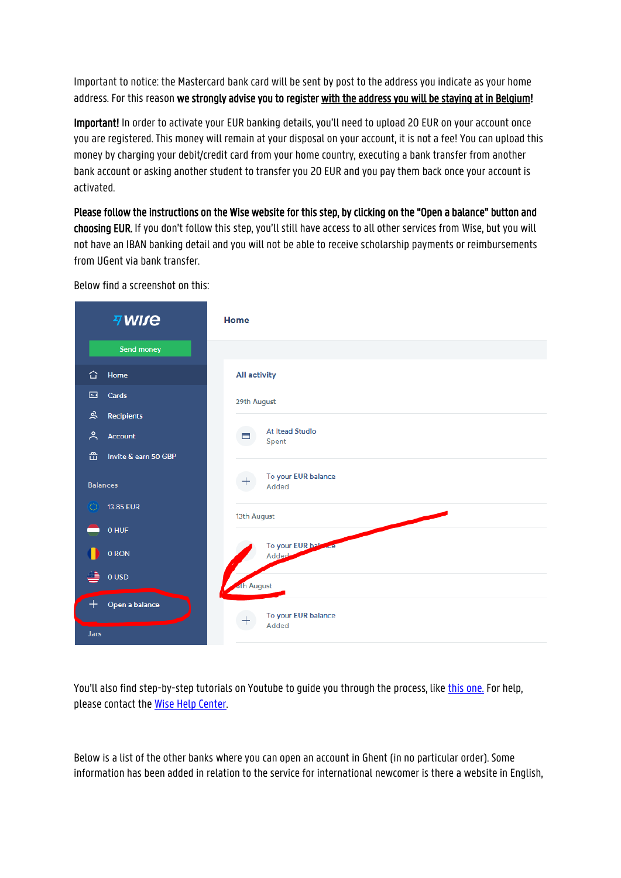Important to notice: the Mastercard bank card will be sent by post to the address you indicate as your home address. For this reason **we strongly advise you to register <u>with the address you will be staying at in Belgium</u>!**

**Important!** In order to activate your EUR banking details, you'll need to upload 20 EUR on your account once you are registered. This money will remain at your disposal on your account, it is not a fee! You can upload this money by charging your debit/credit card from your home country, executing a bank transfer from another bank account or asking another student to transfer you 20 EUR and you pay them back once your account is activated.

**Please follow the instructions on the Wise website for this step, by clicking on the "Open a balance" button and choosing EUR.** If you don't follow this step, you'll still have access to all other services from Wise, but you will not have an IBAN banking detail and you will not be able to receive scholarship payments or reimbursements from UGent via bank transfer.

Below find a screenshot on this:

You'll also find step-by-step tutorials on Youtube to guide you through the process, like [this one.](#) For help, please contact the [Wise Help Center](#).

Below is a list of the other banks where you can open an account in Ghent (in no particular order). Some information has been added in relation to the service for international newcomer is there a website in English,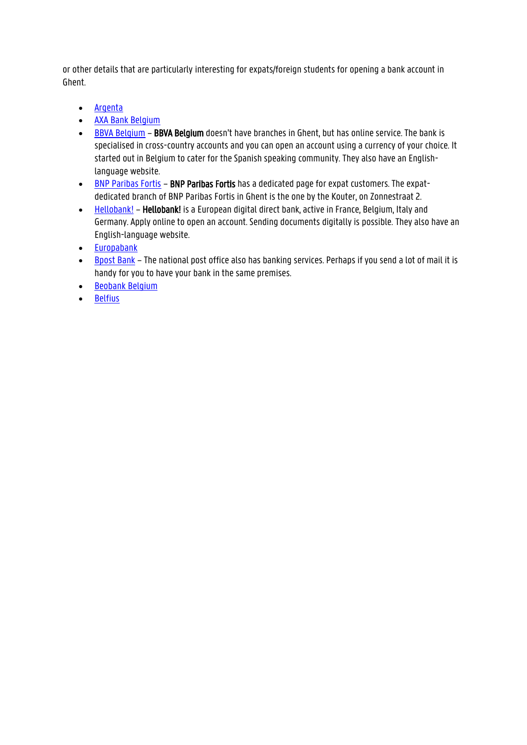or other details that are particularly interesting for expats/foreign students for opening a bank account in Ghent.

- Argenta
- AXA Bank Belgium
- BBVA Belgium – **BBVA Belgium** doesn't have branches in Ghent, but has online service. The bank is specialised in cross-country accounts and you can open an account using a currency of your choice. It started out in Belgium to cater for the Spanish speaking community. They also have an English-language website.
- BNP Paribas Fortis – **BNP Paribas Fortis** has a dedicated page for expat customers. The expat-dedicated branch of BNP Paribas Fortis in Ghent is the one by the Kouter, on Zonnestraat 2.
- Hellobank! – **Hellobank!** is a European digital direct bank, active in France, Belgium, Italy and Germany. Apply online to open an account. Sending documents digitally is possible. They also have an English-language website.
- Europabank
- Bpost Bank – The national post office also has banking services. Perhaps if you send a lot of mail it is handy for you to have your bank in the same premises.
- Beobank Belgium
- Belfius